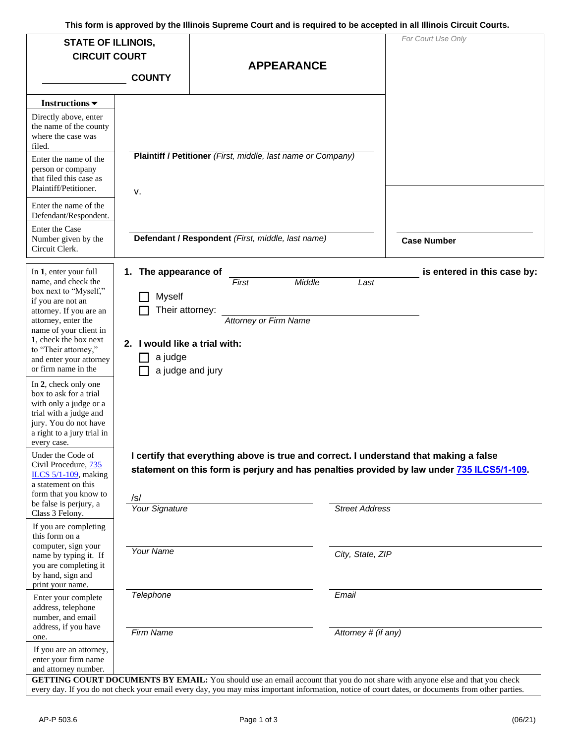This form is approved by the Illinois Supreme Court and is required to be accepted in all Illinois Circuit Courts.

**STATE OF ILLINOIS,**
**CIRCUIT COURT**

______________ **COUNTY**

# APPEARANCE

*For Court Use Only*

**Instructions ▾**

Directly above, enter the name of the county where the case was filed.

Enter the name of the person or company that filed this case as Plaintiff/Petitioner.

Enter the name of the Defendant/Respondent.

Enter the Case Number given by the Circuit Clerk.

______________________________
**Plaintiff / Petitioner** *(First, middle, last name or Company)*

v.

______________________________
**Defendant / Respondent** *(First, middle, last name)*

______________________________
**Case Number**

In **1**, enter your full name, and check the box next to "Myself," if you are not an attorney. If you are an attorney, enter the name of your client in **1**, check the box next to "Their attorney," and enter your attorney or firm name in the

**1. The appearance of** ______________________________ **is entered in this case by:**
*First Middle Last*

- ☐ Myself
- ☐ Their attorney: ______________________________
  *Attorney or Firm Name*

In **2**, check only one box to ask for a trial with only a judge or a trial with a judge and jury. You do not have a right to a jury trial in every case.

**2. I would like a trial with:**

- ☐ a judge
- ☐ a judge and jury

Under the Code of Civil Procedure, 735 ILCS 5/1-109, making a statement on this form that you know to be false is perjury, a Class 3 Felony.

**I certify that everything above is true and correct. I understand that making a false statement on this form is perjury and has penalties provided by law under 735 ILCS5/1-109.**

If you are completing this form on a computer, sign your name by typing it. If you are completing it by hand, sign and print your name.

/s/ ______________________________
*Your Signature*

______________________________
*Street Address*

______________________________
*Your Name*

______________________________
*City, State, ZIP*

Enter your complete address, telephone number, and email address, if you have one.

______________________________
*Telephone*

______________________________
*Email*

If you are an attorney, enter your firm name and attorney number.

______________________________
*Firm Name*

______________________________
*Attorney # (if any)*

**GETTING COURT DOCUMENTS BY EMAIL:** You should use an email account that you do not share with anyone else and that you check every day. If you do not check your email every day, you may miss important information, notice of court dates, or documents from other parties.

AP-P 503.6 (06/21)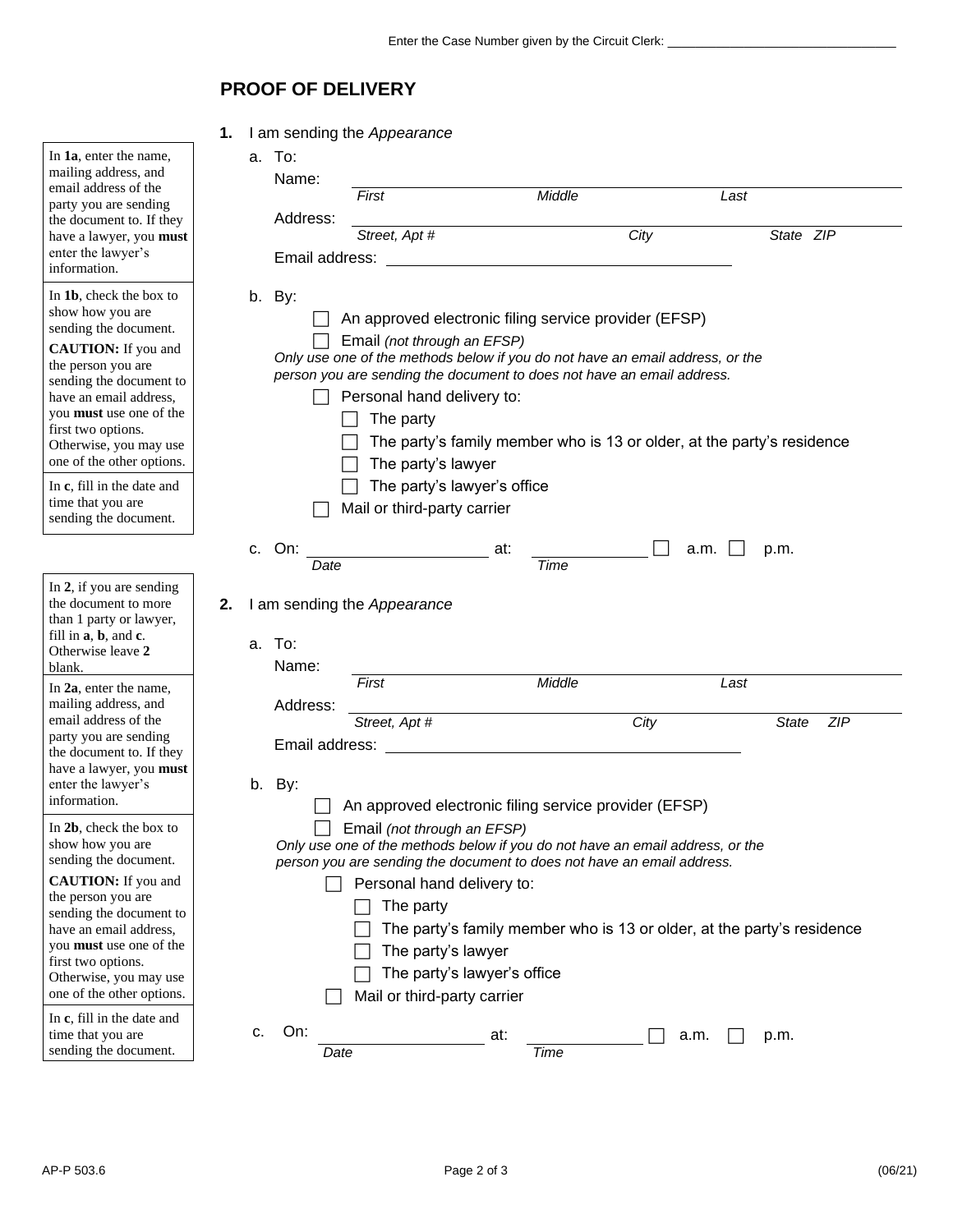Enter the Case Number given by the Circuit Clerk: ______________________________

## PROOF OF DELIVERY

> In **1a**, enter the name, mailing address, and email address of the party you are sending the document to. If they have a lawyer, you **must** enter the lawyer's information.
>
> In **1b**, check the box to show how you are sending the document.
>
> **CAUTION:** If you and the person you are sending the document to have an email address, you **must** use one of the first two options. Otherwise, you may use one of the other options.
>
> In **c**, fill in the date and time that you are sending the document.

**1.** I am sending the *Appearance*

a. To:

Name: ______________________________________________
*First* *Middle* *Last*

Address: ______________________________________________
*Street, Apt #* *City* *State ZIP*

Email address: ______________________________

b. By:

☐ An approved electronic filing service provider (EFSP)

☐ Email *(not through an EFSP)*

*Only use one of the methods below if you do not have an email address, or the person you are sending the document to does not have an email address.*

☐ Personal hand delivery to:

- ☐ The party
- ☐ The party's family member who is 13 or older, at the party's residence
- ☐ The party's lawyer
- ☐ The party's lawyer's office

☐ Mail or third-party carrier

c. On: ____________________ at: ______________ ☐ a.m. ☐ p.m.
*Date* *Time*

> In **2**, if you are sending the document to more than 1 party or lawyer, fill in **a**, **b**, and **c**. Otherwise leave **2** blank.
>
> In **2a**, enter the name, mailing address, and email address of the party you are sending the document to. If they have a lawyer, you **must** enter the lawyer's information.
>
> In **2b**, check the box to show how you are sending the document.
>
> **CAUTION:** If you and the person you are sending the document to have an email address, you **must** use one of the first two options. Otherwise, you may use one of the other options.
>
> In **c**, fill in the date and time that you are sending the document.

**2.** I am sending the *Appearance*

a. To:

Name: ______________________________________________
*First* *Middle* *Last*

Address: ______________________________________________
*Street, Apt #* *City* *State ZIP*

Email address: ______________________________

b. By:

☐ An approved electronic filing service provider (EFSP)

☐ Email *(not through an EFSP)*

*Only use one of the methods below if you do not have an email address, or the person you are sending the document to does not have an email address.*

☐ Personal hand delivery to:

- ☐ The party
- ☐ The party's family member who is 13 or older, at the party's residence
- ☐ The party's lawyer
- ☐ The party's lawyer's office

☐ Mail or third-party carrier

c. On: ____________________ at: ______________ ☐ a.m. ☐ p.m.
*Date* *Time*

AP-P 503.6 (06/21)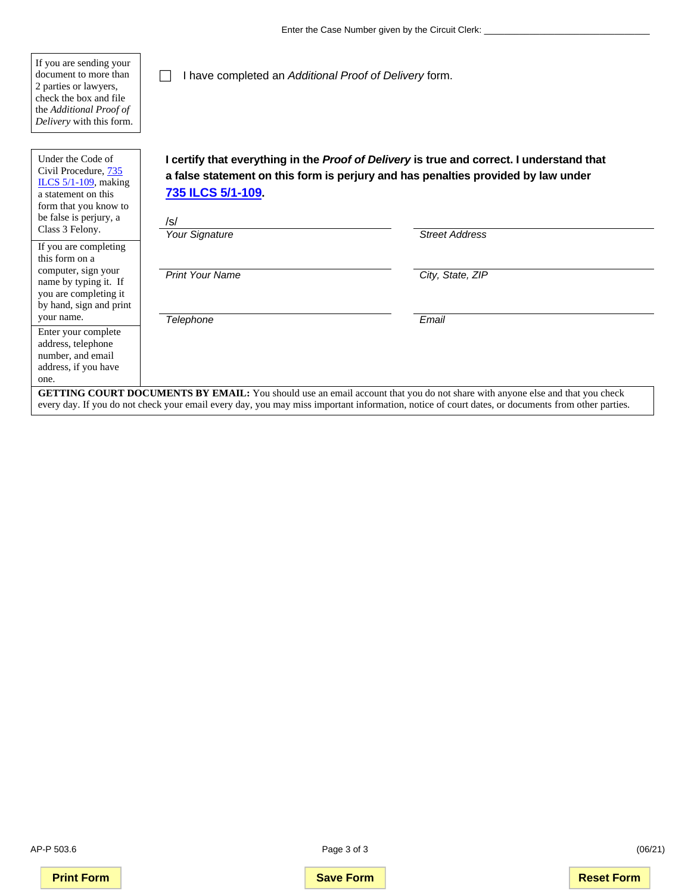Enter the Case Number given by the Circuit Clerk: _______________________________

If you are sending your document to more than 2 parties or lawyers, check the box and file the *Additional Proof of Delivery* with this form.

☐ I have completed an *Additional Proof of Delivery* form.

Under the Code of Civil Procedure, 735 ILCS 5/1-109, making a statement on this form that you know to be false is perjury, a Class 3 Felony.

**I certify that everything in the *Proof of Delivery* is true and correct. I understand that a false statement on this form is perjury and has penalties provided by law under 735 ILCS 5/1-109.**

If you are completing this form on a computer, sign your name by typing it. If you are completing it by hand, sign and print your name.

Enter your complete address, telephone number, and email address, if you have one.

| | |
|---|---|
| /s/ | |
| *Your Signature* | *Street Address* |
| | |
| *Print Your Name* | *City, State, ZIP* |
| | |
| *Telephone* | *Email* |

**GETTING COURT DOCUMENTS BY EMAIL:** You should use an email account that you do not share with anyone else and that you check every day. If you do not check your email every day, you may miss important information, notice of court dates, or documents from other parties.

AP-P 503.6 (06/21)